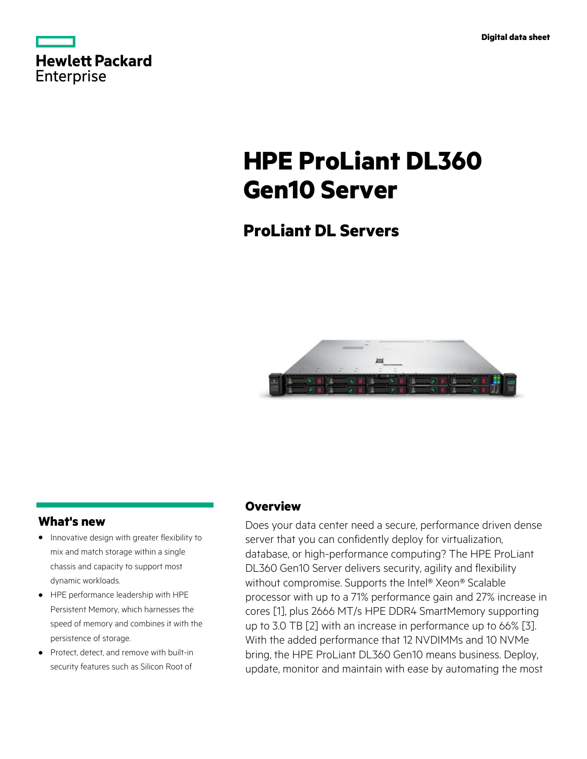Digital data sheet

# HPE ProLiant DL360 Gen10 Server

## ProLiant DL Servers

### What's new

- Innovative design with greater flexibility to mix and match storage within a single chassis and capacity to support most dynamic workloads.
- HPE performance leadership with HPE Persistent Memory, which harnesses the speed of memory and combines it with the persistence of storage.
- Protect, detect, and remove with built-in security features such as Silicon Root of

### Overview

Does your data center need a secure, performance driven dense server that you can confidently deploy for virtualization, database, or high-performance computing? The HPE ProLiant DL360 Gen10 Server delivers security, agility and flexibility without compromise. Supports the Intel® Xeon® Scalable processor with up to a 71% performance gain and 27% increase in cores [1], plus 2666 MT/s HPE DDR4 SmartMemory supporting up to 3.0 TB [2] with an increase in performance up to 66% [3]. With the added performance that 12 NVDIMMs and 10 NVMe bring, the HPE ProLiant DL360 Gen10 means business. Deploy, update, monitor and maintain with ease by automating the most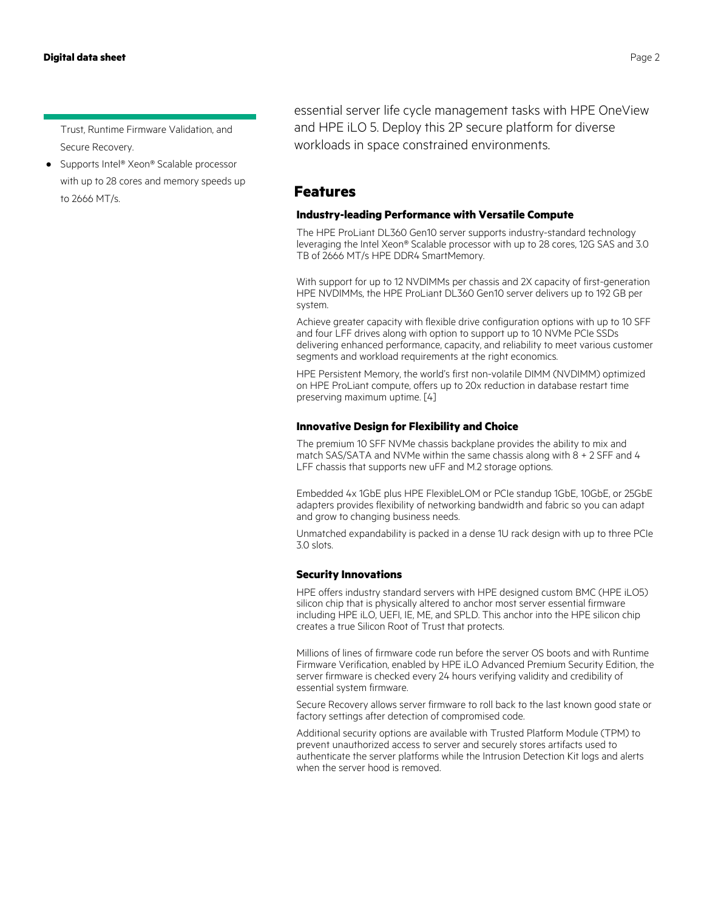Trust, Runtime Firmware Validation, and Secure Recovery.

- Supports Intel® Xeon® Scalable processor with up to 28 cores and memory speeds up to 2666 MT/s.

essential server life cycle management tasks with HPE OneView and HPE iLO 5. Deploy this 2P secure platform for diverse workloads in space constrained environments.

## Features

### Industry-leading Performance with Versatile Compute

The HPE ProLiant DL360 Gen10 server supports industry-standard technology leveraging the Intel Xeon® Scalable processor with up to 28 cores, 12G SAS and 3.0 TB of 2666 MT/s HPE DDR4 SmartMemory.

With support for up to 12 NVDIMMs per chassis and 2X capacity of first-generation HPE NVDIMMs, the HPE ProLiant DL360 Gen10 server delivers up to 192 GB per system.

Achieve greater capacity with flexible drive configuration options with up to 10 SFF and four LFF drives along with option to support up to 10 NVMe PCIe SSDs delivering enhanced performance, capacity, and reliability to meet various customer segments and workload requirements at the right economics.

HPE Persistent Memory, the world's first non-volatile DIMM (NVDIMM) optimized on HPE ProLiant compute, offers up to 20x reduction in database restart time preserving maximum uptime. [4]

### Innovative Design for Flexibility and Choice

The premium 10 SFF NVMe chassis backplane provides the ability to mix and match SAS/SATA and NVMe within the same chassis along with 8 + 2 SFF and 4 LFF chassis that supports new uFF and M.2 storage options.

Embedded 4x 1GbE plus HPE FlexibleLOM or PCIe standup 1GbE, 10GbE, or 25GbE adapters provides flexibility of networking bandwidth and fabric so you can adapt and grow to changing business needs.

Unmatched expandability is packed in a dense 1U rack design with up to three PCIe 3.0 slots.

### Security Innovations

HPE offers industry standard servers with HPE designed custom BMC (HPE iLO5) silicon chip that is physically altered to anchor most server essential firmware including HPE iLO, UEFI, IE, ME, and SPLD. This anchor into the HPE silicon chip creates a true Silicon Root of Trust that protects.

Millions of lines of firmware code run before the server OS boots and with Runtime Firmware Verification, enabled by HPE iLO Advanced Premium Security Edition, the server firmware is checked every 24 hours verifying validity and credibility of essential system firmware.

Secure Recovery allows server firmware to roll back to the last known good state or factory settings after detection of compromised code.

Additional security options are available with Trusted Platform Module (TPM) to prevent unauthorized access to server and securely stores artifacts used to authenticate the server platforms while the Intrusion Detection Kit logs and alerts when the server hood is removed.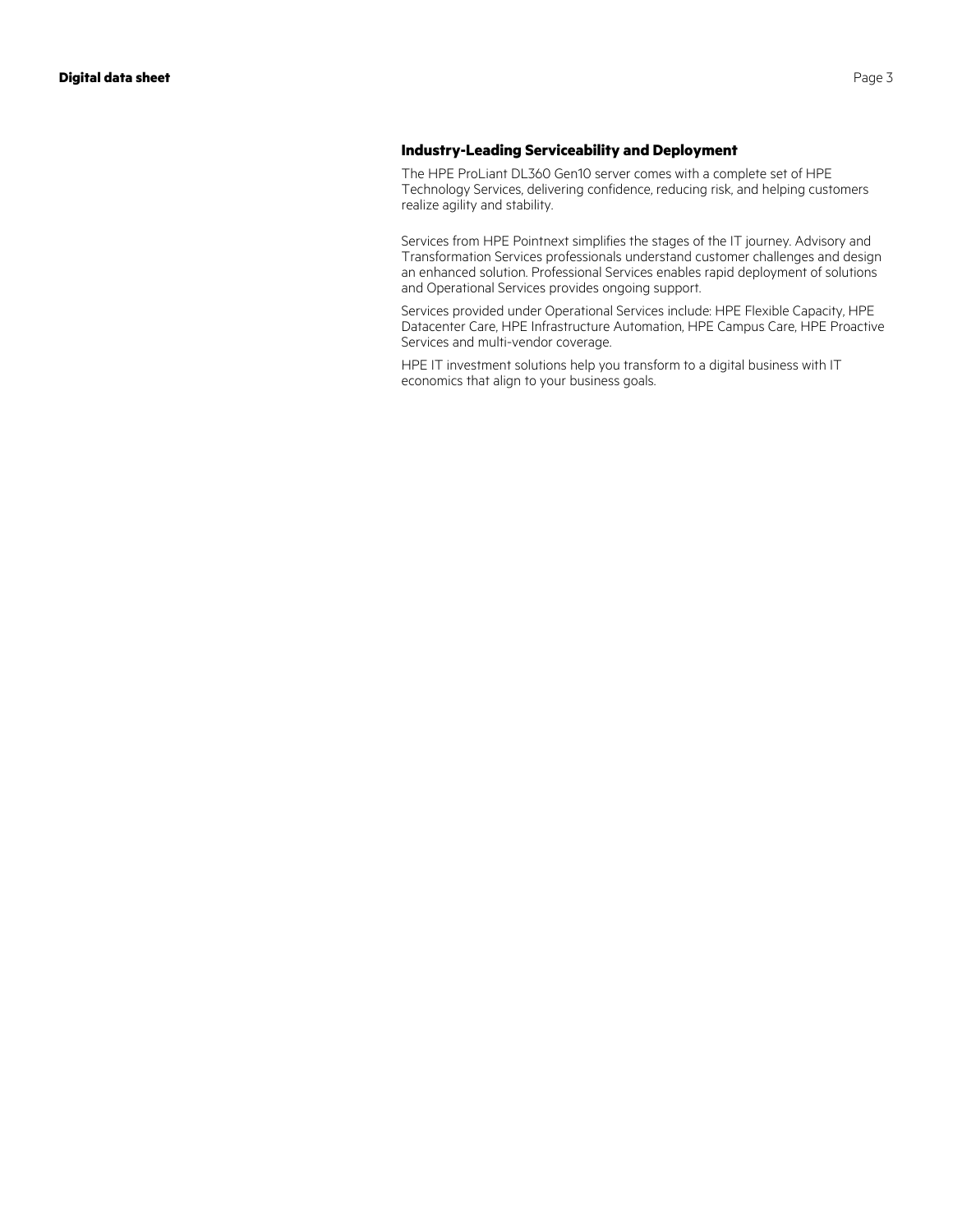## Industry-Leading Serviceability and Deployment

The HPE ProLiant DL360 Gen10 server comes with a complete set of HPE Technology Services, delivering confidence, reducing risk, and helping customers realize agility and stability.

Services from HPE Pointnext simplifies the stages of the IT journey. Advisory and Transformation Services professionals understand customer challenges and design an enhanced solution. Professional Services enables rapid deployment of solutions and Operational Services provides ongoing support.

Services provided under Operational Services include: HPE Flexible Capacity, HPE Datacenter Care, HPE Infrastructure Automation, HPE Campus Care, HPE Proactive Services and multi-vendor coverage.

HPE IT investment solutions help you transform to a digital business with IT economics that align to your business goals.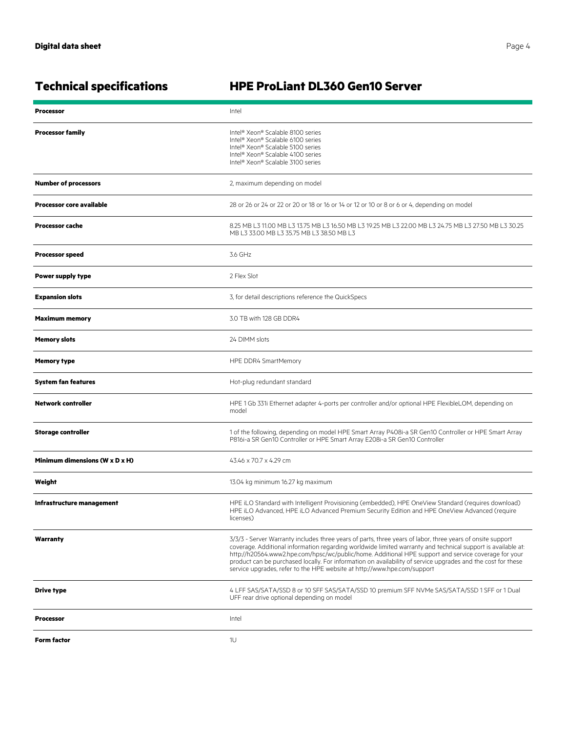## Technical specifications — HPE ProLiant DL360 Gen10 Server

| | |
|---|---|
| **Processor** | Intel |
| **Processor family** | Intel® Xeon® Scalable 8100 series<br>Intel® Xeon® Scalable 6100 series<br>Intel® Xeon® Scalable 5100 series<br>Intel® Xeon® Scalable 4100 series<br>Intel® Xeon® Scalable 3100 series |
| **Number of processors** | 2, maximum depending on model |
| **Processor core available** | 28 or 26 or 24 or 22 or 20 or 18 or 16 or 14 or 12 or 10 or 8 or 6 or 4, depending on model |
| **Processor cache** | 8.25 MB L3 11.00 MB L3 13.75 MB L3 16.50 MB L3 19.25 MB L3 22.00 MB L3 24.75 MB L3 27.50 MB L3 30.25 MB L3 33.00 MB L3 35.75 MB L3 38.50 MB L3 |
| **Processor speed** | 3.6 GHz |
| **Power supply type** | 2 Flex Slot |
| **Expansion slots** | 3, for detail descriptions reference the QuickSpecs |
| **Maximum memory** | 3.0 TB with 128 GB DDR4 |
| **Memory slots** | 24 DIMM slots |
| **Memory type** | HPE DDR4 SmartMemory |
| **System fan features** | Hot-plug redundant standard |
| **Network controller** | HPE 1 Gb 331i Ethernet adapter 4-ports per controller and/or optional HPE FlexibleLOM, depending on model |
| **Storage controller** | 1 of the following, depending on model HPE Smart Array P408i-a SR Gen10 Controller or HPE Smart Array P816i-a SR Gen10 Controller or HPE Smart Array E208i-a SR Gen10 Controller |
| **Minimum dimensions (W x D x H)** | 43.46 x 70.7 x 4.29 cm |
| **Weight** | 13.04 kg minimum 16.27 kg maximum |
| **Infrastructure management** | HPE iLO Standard with Intelligent Provisioning (embedded), HPE OneView Standard (requires download) HPE iLO Advanced, HPE iLO Advanced Premium Security Edition and HPE OneView Advanced (require licenses) |
| **Warranty** | 3/3/3 - Server Warranty includes three years of parts, three years of labor, three years of onsite support coverage. Additional information regarding worldwide limited warranty and technical support is available at: http://h20564.www2.hpe.com/hpsc/wc/public/home. Additional HPE support and service coverage for your product can be purchased locally. For information on availability of service upgrades and the cost for these service upgrades, refer to the HPE website at http://www.hpe.com/support |
| **Drive type** | 4 LFF SAS/SATA/SSD 8 or 10 SFF SAS/SATA/SSD 10 premium SFF NVMe SAS/SATA/SSD 1 SFF or 1 Dual UFF rear drive optional depending on model |
| **Processor** | Intel |
| **Form factor** | 1U |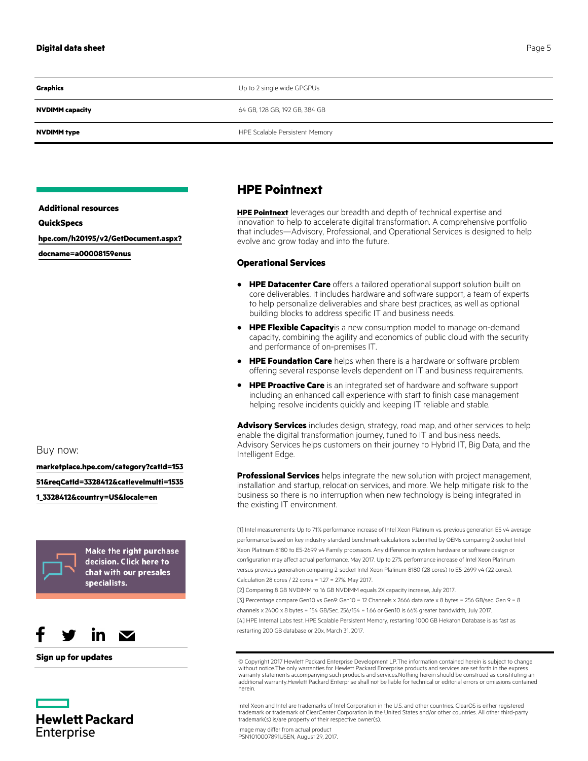| | |
|---|---|
| **Graphics** | Up to 2 single wide GPGPUs |
| **NVDIMM capacity** | 64 GB, 128 GB, 192 GB, 384 GB |
| **NVDIMM type** | HPE Scalable Persistent Memory |

**Additional resources**

**QuickSpecs**

**hpe.com/h20195/v2/GetDocument.aspx?docname=a00008159enus**

## HPE Pointnext

**HPE Pointnext** leverages our breadth and depth of technical expertise and innovation to help to accelerate digital transformation. A comprehensive portfolio that includes—Advisory, Professional, and Operational Services is designed to help evolve and grow today and into the future.

### Operational Services

- **HPE Datacenter Care** offers a tailored operational support solution built on core deliverables. It includes hardware and software support, a team of experts to help personalize deliverables and share best practices, as well as optional building blocks to address specific IT and business needs.
- **HPE Flexible Capacity**is a new consumption model to manage on-demand capacity, combining the agility and economics of public cloud with the security and performance of on-premises IT.
- **HPE Foundation Care** helps when there is a hardware or software problem offering several response levels dependent on IT and business requirements.
- **HPE Proactive Care** is an integrated set of hardware and software support including an enhanced call experience with start to finish case management helping resolve incidents quickly and keeping IT reliable and stable.

**Advisory Services** includes design, strategy, road map, and other services to help enable the digital transformation journey, tuned to IT and business needs. Advisory Services helps customers on their journey to Hybrid IT, Big Data, and the Intelligent Edge.

**Professional Services** helps integrate the new solution with project management, installation and startup, relocation services, and more. We help mitigate risk to the business so there is no interruption when new technology is being integrated in the existing IT environment.

Buy now:

**marketplace.hpe.com/category?catId=15351&reqCatId=3328412&catlevelmulti=15351_3328412&country=US&locale=en**

[1] Intel measurements: Up to 71% performance increase of Intel Xeon Platinum vs. previous generation E5 v4 average performance based on key industry-standard benchmark calculations submitted by OEMs comparing 2-socket Intel Xeon Platinum 8180 to E5-2699 v4 Family processors. Any difference in system hardware or software design or configuration may affect actual performance. May 2017. Up to 27% performance increase of Intel Xeon Platinum versus previous generation comparing 2-socket Intel Xeon Platinum 8180 (28 cores) to E5-2699 v4 (22 cores). Calculation 28 cores / 22 cores = 1.27 = 27%. May 2017.

[2] Comparing 8 GB NVDIMM to 16 GB NVDIMM equals 2X capacity increase, July 2017.

[3] Percentage compare Gen10 vs Gen9: Gen10 = 12 Channels x 2666 data rate x 8 bytes = 256 GB/sec. Gen 9 = 8 channels x 2400 x 8 bytes = 154 GB/Sec. 256/154 = 1.66 or Gen10 is 66% greater bandwidth, July 2017.

[4] HPE Internal Labs test. HPE Scalable Persistent Memory, restarting 1000 GB Hekaton Database is as fast as restarting 200 GB database or 20x, March 31, 2017.

Make the right purchase decision. Click here to chat with our presales specialists.

**Sign up for updates**

© Copyright 2017 Hewlett Packard Enterprise Development LP.The information contained herein is subject to change without notice.The only warranties for Hewlett Packard Enterprise products and services are set forth in the express warranty statements accompanying such products and services.Nothing herein should be construed as constituting an additional warranty.Hewlett Packard Enterprise shall not be liable for technical or editorial errors or omissions contained herein.

Intel Xeon and Intel are trademarks of Intel Corporation in the U.S. and other countries. ClearOS is either registered trademark or trademark of ClearCenter Corporation in the United States and/or other countries. All other third-party trademark(s) is/are property of their respective owner(s).

Image may differ from actual product

PSN1010007891USEN, August 29, 2017.